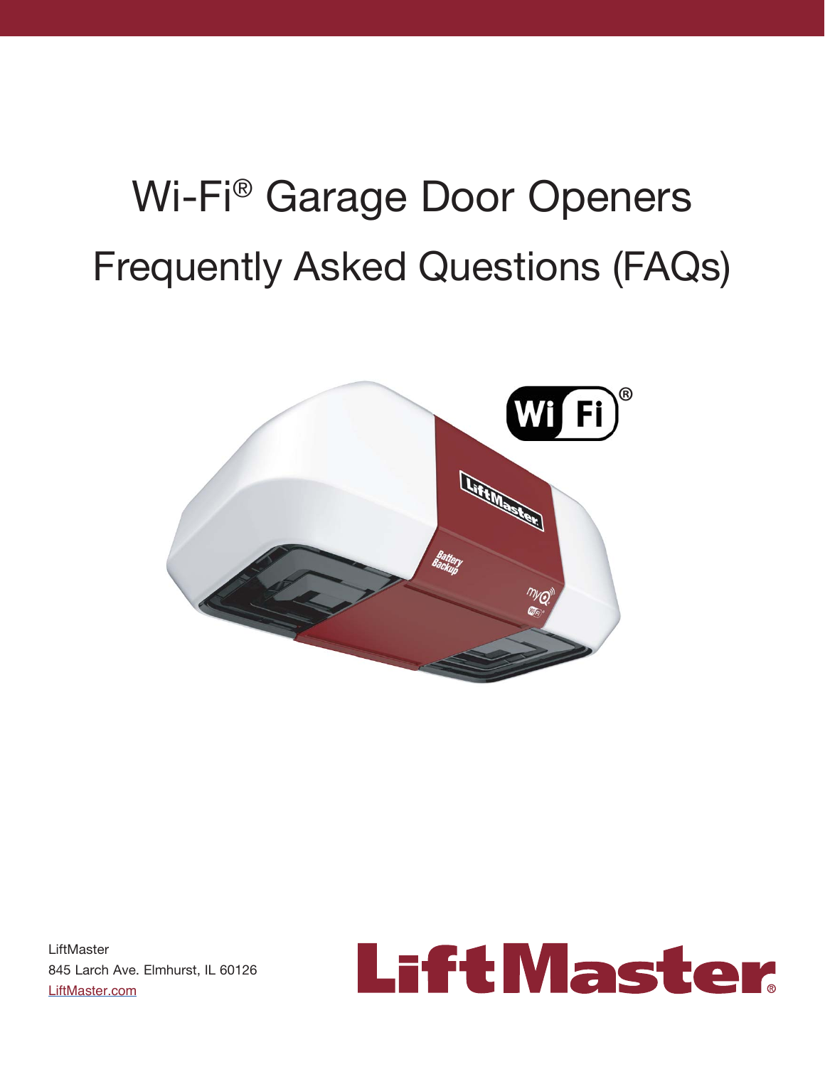# Wi-Fi® Garage Door Openers

## Frequently Asked Questions (FAQs)

LiftMaster
845 Larch Ave. Elmhurst, IL 60126
LiftMaster.com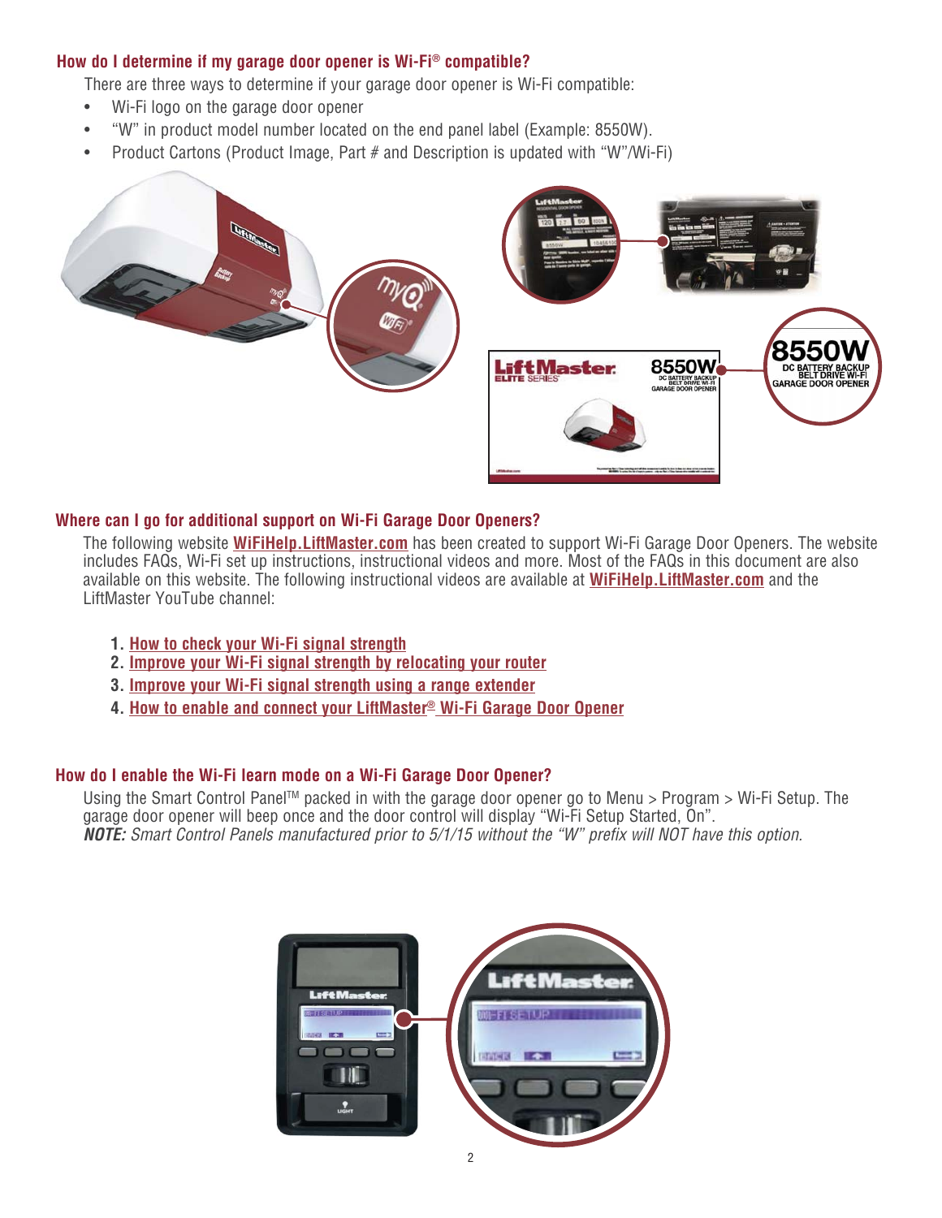## How do I determine if my garage door opener is Wi-Fi® compatible?

There are three ways to determine if your garage door opener is Wi-Fi compatible:

- Wi-Fi logo on the garage door opener
- "W" in product model number located on the end panel label (Example: 8550W).
- Product Cartons (Product Image, Part # and Description is updated with "W"/Wi-Fi)

## Where can I go for additional support on Wi-Fi Garage Door Openers?

The following website **WiFiHelp.LiftMaster.com** has been created to support Wi-Fi Garage Door Openers. The website includes FAQs, Wi-Fi set up instructions, instructional videos and more. Most of the FAQs in this document are also available on this website. The following instructional videos are available at **WiFiHelp.LiftMaster.com** and the LiftMaster YouTube channel:

1. How to check your Wi-Fi signal strength
2. Improve your Wi-Fi signal strength by relocating your router
3. Improve your Wi-Fi signal strength using a range extender
4. How to enable and connect your LiftMaster® Wi-Fi Garage Door Opener

## How do I enable the Wi-Fi learn mode on a Wi-Fi Garage Door Opener?

Using the Smart Control Panel™ packed in with the garage door opener go to Menu > Program > Wi-Fi Setup. The garage door opener will beep once and the door control will display "Wi-Fi Setup Started, On".

***NOTE:*** *Smart Control Panels manufactured prior to 5/1/15 without the "W" prefix will NOT have this option.*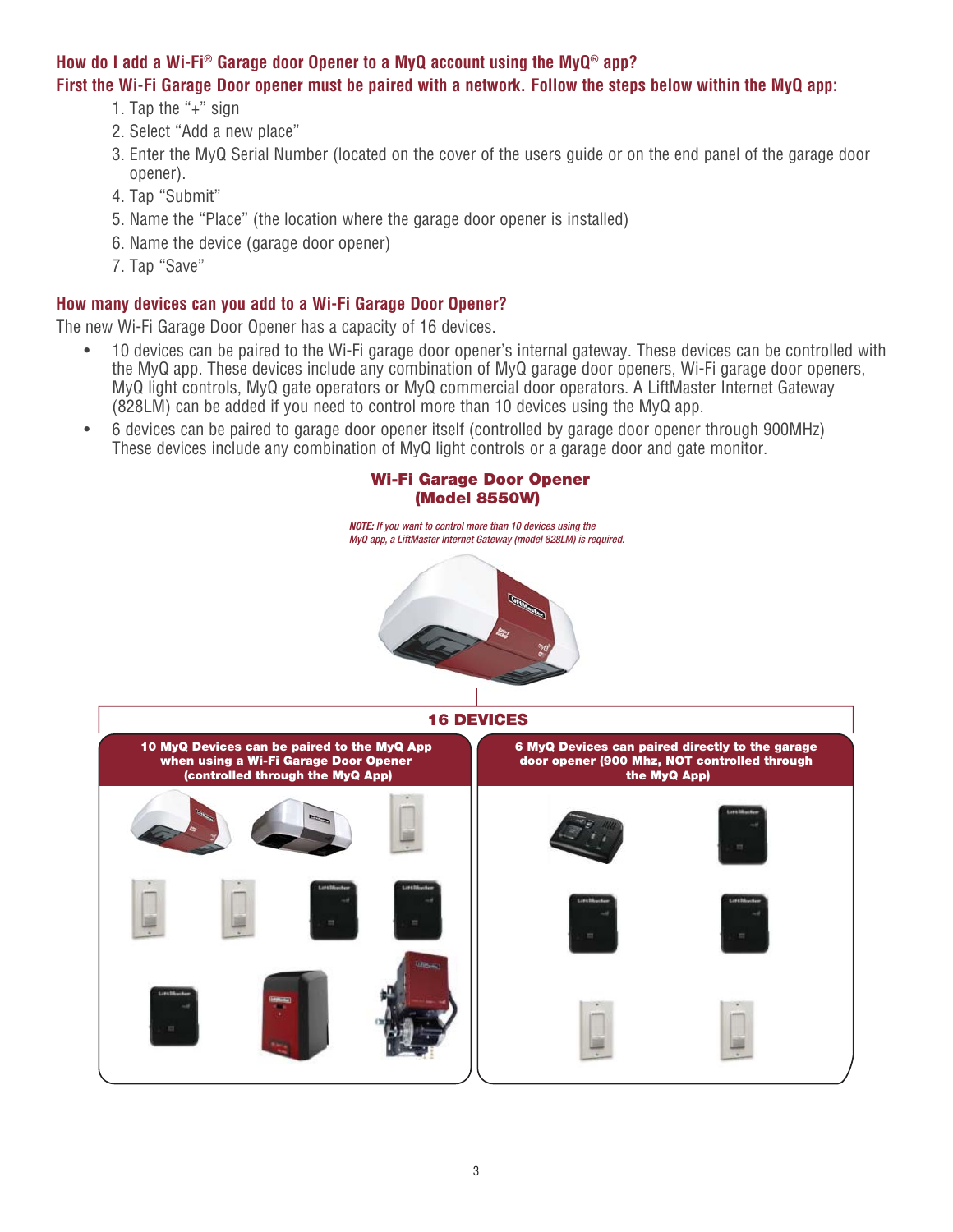### How do I add a Wi-Fi® Garage door Opener to a MyQ account using the MyQ® app?

### First the Wi-Fi Garage Door opener must be paired with a network. Follow the steps below within the MyQ app:

1. Tap the “+” sign
2. Select “Add a new place”
3. Enter the MyQ Serial Number (located on the cover of the users guide or on the end panel of the garage door opener).
4. Tap “Submit”
5. Name the “Place” (the location where the garage door opener is installed)
6. Name the device (garage door opener)
7. Tap “Save”

### How many devices can you add to a Wi-Fi Garage Door Opener?

The new Wi-Fi Garage Door Opener has a capacity of 16 devices.

- 10 devices can be paired to the Wi-Fi garage door opener’s internal gateway. These devices can be controlled with the MyQ app. These devices include any combination of MyQ garage door openers, Wi-Fi garage door openers, MyQ light controls, MyQ gate operators or MyQ commercial door operators. A LiftMaster Internet Gateway (828LM) can be added if you need to control more than 10 devices using the MyQ app.
- 6 devices can be paired to garage door opener itself (controlled by garage door opener through 900MHz) These devices include any combination of MyQ light controls or a garage door and gate monitor.

**Wi-Fi Garage Door Opener (Model 8550W)**

*NOTE: If you want to control more than 10 devices using the MyQ app, a LiftMaster Internet Gateway (model 828LM) is required.*

**16 DEVICES**

**10 MyQ Devices can be paired to the MyQ App when using a Wi-Fi Garage Door Opener (controlled through the MyQ App)**

**6 MyQ Devices can paired directly to the garage door opener (900 Mhz, NOT controlled through the MyQ App)**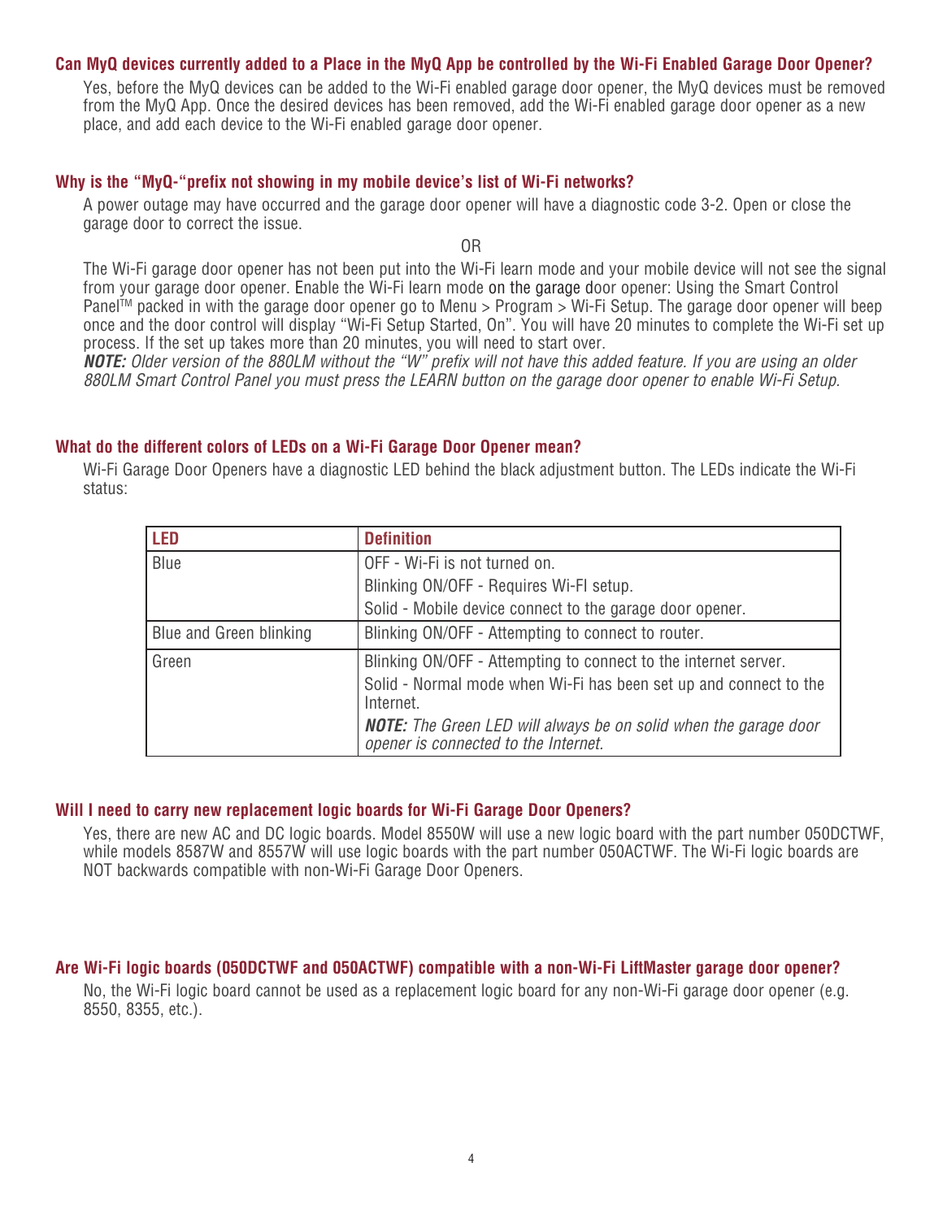### Can MyQ devices currently added to a Place in the MyQ App be controlled by the Wi-Fi Enabled Garage Door Opener?

Yes, before the MyQ devices can be added to the Wi-Fi enabled garage door opener, the MyQ devices must be removed from the MyQ App. Once the desired devices has been removed, add the Wi-Fi enabled garage door opener as a new place, and add each device to the Wi-Fi enabled garage door opener.

### Why is the "MyQ-"prefix not showing in my mobile device's list of Wi-Fi networks?

A power outage may have occurred and the garage door opener will have a diagnostic code 3-2. Open or close the garage door to correct the issue.

OR

The Wi-Fi garage door opener has not been put into the Wi-Fi learn mode and your mobile device will not see the signal from your garage door opener. Enable the Wi-Fi learn mode on the garage door opener: Using the Smart Control Panel™ packed in with the garage door opener go to Menu > Program > Wi-Fi Setup. The garage door opener will beep once and the door control will display "Wi-Fi Setup Started, On". You will have 20 minutes to complete the Wi-Fi set up process. If the set up takes more than 20 minutes, you will need to start over.

***NOTE:*** *Older version of the 880LM without the "W" prefix will not have this added feature. If you are using an older 880LM Smart Control Panel you must press the LEARN button on the garage door opener to enable Wi-Fi Setup.*

### What do the different colors of LEDs on a Wi-Fi Garage Door Opener mean?

Wi-Fi Garage Door Openers have a diagnostic LED behind the black adjustment button. The LEDs indicate the Wi-Fi status:

| LED | Definition |
|---|---|
| Blue | OFF - Wi-Fi is not turned on.<br>Blinking ON/OFF - Requires Wi-FI setup.<br>Solid - Mobile device connect to the garage door opener. |
| Blue and Green blinking | Blinking ON/OFF - Attempting to connect to router. |
| Green | Blinking ON/OFF - Attempting to connect to the internet server.<br>Solid - Normal mode when Wi-Fi has been set up and connect to the Internet.<br>***NOTE:*** *The Green LED will always be on solid when the garage door opener is connected to the Internet.* |

### Will I need to carry new replacement logic boards for Wi-Fi Garage Door Openers?

Yes, there are new AC and DC logic boards. Model 8550W will use a new logic board with the part number 050DCTWF, while models 8587W and 8557W will use logic boards with the part number 050ACTWF. The Wi-Fi logic boards are NOT backwards compatible with non-Wi-Fi Garage Door Openers.

### Are Wi-Fi logic boards (050DCTWF and 050ACTWF) compatible with a non-Wi-Fi LiftMaster garage door opener?

No, the Wi-Fi logic board cannot be used as a replacement logic board for any non-Wi-Fi garage door opener (e.g. 8550, 8355, etc.).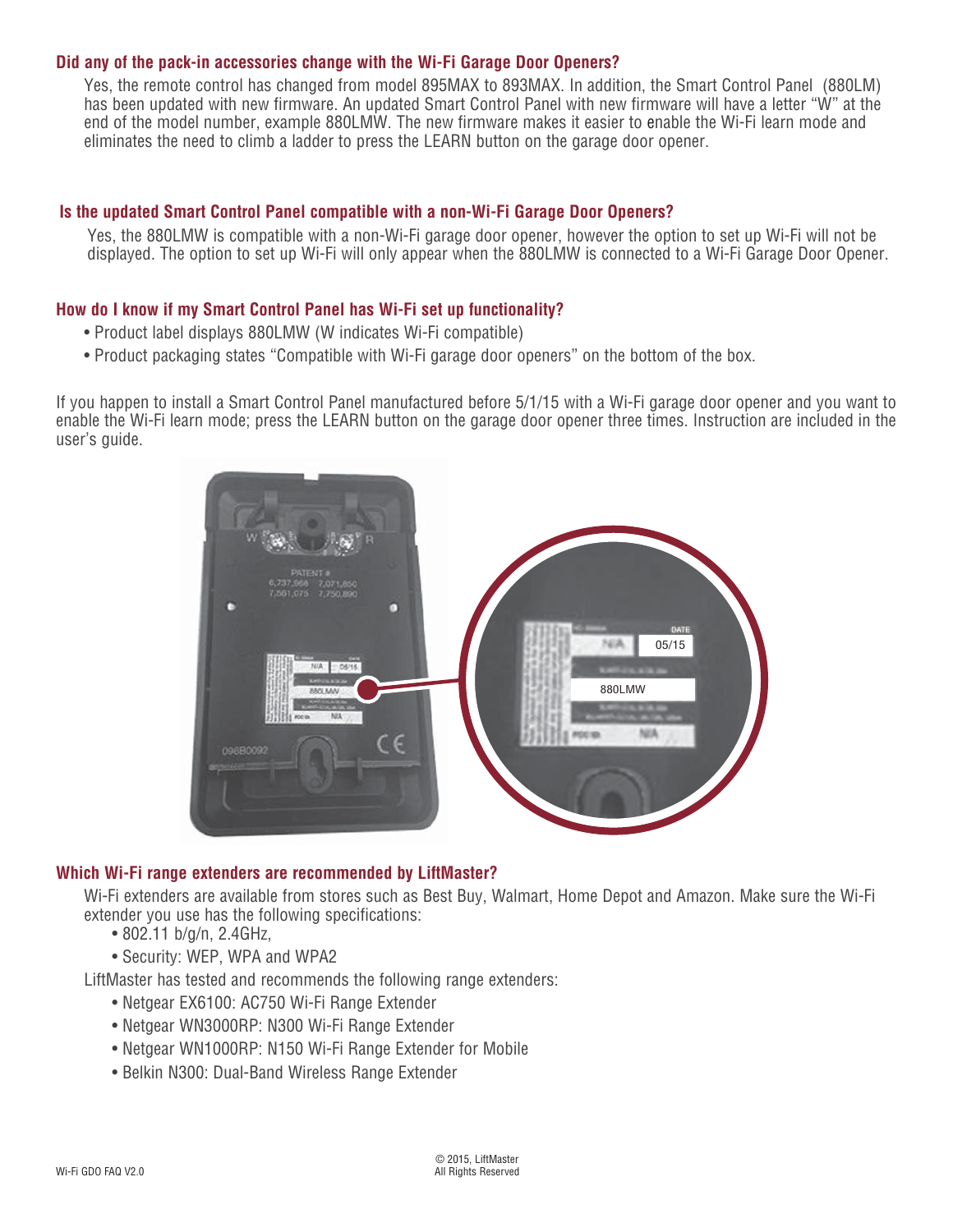### Did any of the pack-in accessories change with the Wi-Fi Garage Door Openers?

Yes, the remote control has changed from model 895MAX to 893MAX. In addition, the Smart Control Panel (880LM) has been updated with new firmware. An updated Smart Control Panel with new firmware will have a letter "W" at the end of the model number, example 880LMW. The new firmware makes it easier to enable the Wi-Fi learn mode and eliminates the need to climb a ladder to press the LEARN button on the garage door opener.

### Is the updated Smart Control Panel compatible with a non-Wi-Fi Garage Door Openers?

Yes, the 880LMW is compatible with a non-Wi-Fi garage door opener, however the option to set up Wi-Fi will not be displayed. The option to set up Wi-Fi will only appear when the 880LMW is connected to a Wi-Fi Garage Door Opener.

### How do I know if my Smart Control Panel has Wi-Fi set up functionality?

- Product label displays 880LMW (W indicates Wi-Fi compatible)
- Product packaging states "Compatible with Wi-Fi garage door openers" on the bottom of the box.

If you happen to install a Smart Control Panel manufactured before 5/1/15 with a Wi-Fi garage door opener and you want to enable the Wi-Fi learn mode; press the LEARN button on the garage door opener three times. Instruction are included in the user's guide.

DATE
05/15
880LMW

### Which Wi-Fi range extenders are recommended by LiftMaster?

Wi-Fi extenders are available from stores such as Best Buy, Walmart, Home Depot and Amazon. Make sure the Wi-Fi extender you use has the following specifications:

- 802.11 b/g/n, 2.4GHz,
- Security: WEP, WPA and WPA2

LiftMaster has tested and recommends the following range extenders:

- Netgear EX6100: AC750 Wi-Fi Range Extender
- Netgear WN3000RP: N300 Wi-Fi Range Extender
- Netgear WN1000RP: N150 Wi-Fi Range Extender for Mobile
- Belkin N300: Dual-Band Wireless Range Extender